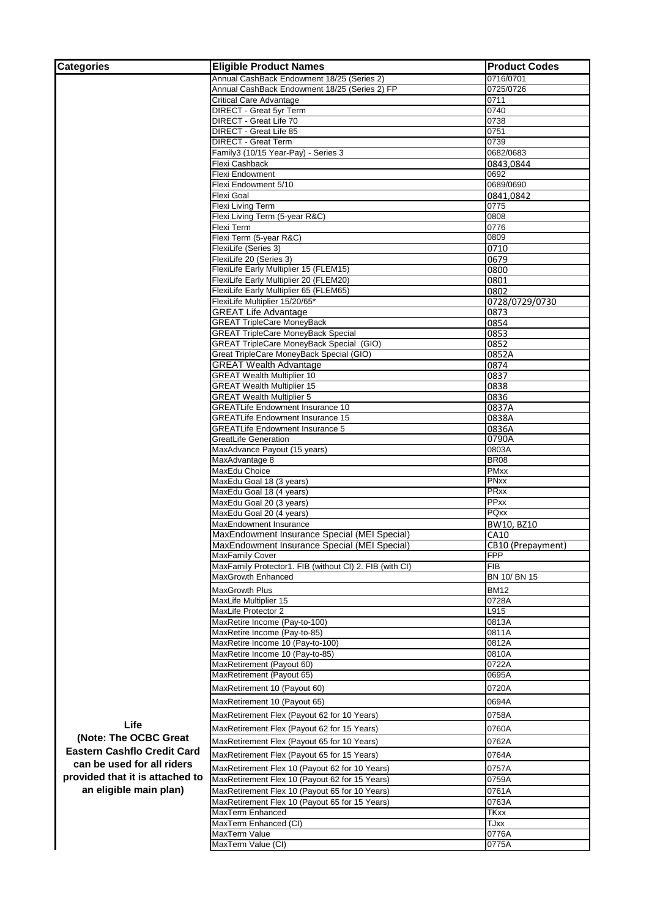| Categories | Eligible Product Names | Product Codes |
|---|---|---|
| Life (Note: The OCBC Great Eastern Cashflo Credit Card can be used for all riders provided that it is attached to an eligible main plan) | Annual CashBack Endowment 18/25 (Series 2) | 0716/0701 |
| | Annual CashBack Endowment 18/25 (Series 2) FP | 0725/0726 |
| | Critical Care Advantage | 0711 |
| | DIRECT - Great 5yr Term | 0740 |
| | DIRECT - Great Life 70 | 0738 |
| | DIRECT - Great Life 85 | 0751 |
| | DIRECT - Great Term | 0739 |
| | Family3 (10/15 Year-Pay) - Series 3 | 0682/0683 |
| | Flexi Cashback | 0843,0844 |
| | Flexi Endowment | 0692 |
| | Flexi Endowment 5/10 | 0689/0690 |
| | Flexi Goal | 0841,0842 |
| | Flexi Living Term | 0775 |
| | Flexi Living Term (5-year R&C) | 0808 |
| | Flexi Term | 0776 |
| | Flexi Term (5-year R&C) | 0809 |
| | FlexiLife (Series 3) | 0710 |
| | FlexiLife 20 (Series 3) | 0679 |
| | FlexiLife Early Multiplier 15 (FLEM15) | 0800 |
| | FlexiLife Early Multiplier 20 (FLEM20) | 0801 |
| | FlexiLife Early Multiplier 65 (FLEM65) | 0802 |
| | FlexiLife Multiplier 15/20/65* | 0728/0729/0730 |
| | GREAT Life Advantage | 0873 |
| | GREAT TripleCare MoneyBack | 0854 |
| | GREAT TripleCare MoneyBack Special | 0853 |
| | GREAT TripleCare MoneyBack Special (GIO) | 0852 |
| | Great TripleCare MoneyBack Special (GIO) | 0852A |
| | GREAT Wealth Advantage | 0874 |
| | GREAT Wealth Multiplier 10 | 0837 |
| | GREAT Wealth Multiplier 15 | 0838 |
| | GREAT Wealth Multiplier 5 | 0836 |
| | GREATLife Endowment Insurance 10 | 0837A |
| | GREATLife Endowment Insurance 15 | 0838A |
| | GREATLife Endowment Insurance 5 | 0836A |
| | GreatLife Generation | 0790A |
| | MaxAdvance Payout (15 years) | 0803A |
| | MaxAdvantage 8 | BR08 |
| | MaxEdu Choice | PMxx |
| | MaxEdu Goal 18 (3 years) | PNxx |
| | MaxEdu Goal 18 (4 years) | PRxx |
| | MaxEdu Goal 20 (3 years) | PPxx |
| | MaxEdu Goal 20 (4 years) | PQxx |
| | MaxEndowment Insurance | BW10, BZ10 |
| | MaxEndowment Insurance Special (MEI Special) | CA10 |
| | MaxEndowment Insurance Special (MEI Special) | CB10 (Prepayment) |
| | MaxFamily Cover | FPP |
| | MaxFamily Protector1. FIB (without CI) 2. FIB (with CI) | FIB |
| | MaxGrowth Enhanced | BN 10/ BN 15 |
| | MaxGrowth Plus | BM12 |
| | MaxLife Multiplier 15 | 0728A |
| | MaxLife Protector 2 | L915 |
| | MaxRetire Income (Pay-to-100) | 0813A |
| | MaxRetire Income (Pay-to-85) | 0811A |
| | MaxRetire Income 10 (Pay-to-100) | 0812A |
| | MaxRetire Income 10 (Pay-to-85) | 0810A |
| | MaxRetirement (Payout 60) | 0722A |
| | MaxRetirement (Payout 65) | 0695A |
| | MaxRetirement 10 (Payout 60) | 0720A |
| | MaxRetirement 10 (Payout 65) | 0694A |
| | MaxRetirement Flex (Payout 62 for 10 Years) | 0758A |
| | MaxRetirement Flex (Payout 62 for 15 Years) | 0760A |
| | MaxRetirement Flex (Payout 65 for 10 Years) | 0762A |
| | MaxRetirement Flex (Payout 65 for 15 Years) | 0764A |
| | MaxRetirement Flex 10 (Payout 62 for 10 Years) | 0757A |
| | MaxRetirement Flex 10 (Payout 62 for 15 Years) | 0759A |
| | MaxRetirement Flex 10 (Payout 65 for 10 Years) | 0761A |
| | MaxRetirement Flex 10 (Payout 65 for 15 Years) | 0763A |
| | MaxTerm Enhanced | TKxx |
| | MaxTerm Enhanced (CI) | TJxx |
| | MaxTerm Value | 0776A |
| | MaxTerm Value (CI) | 0775A |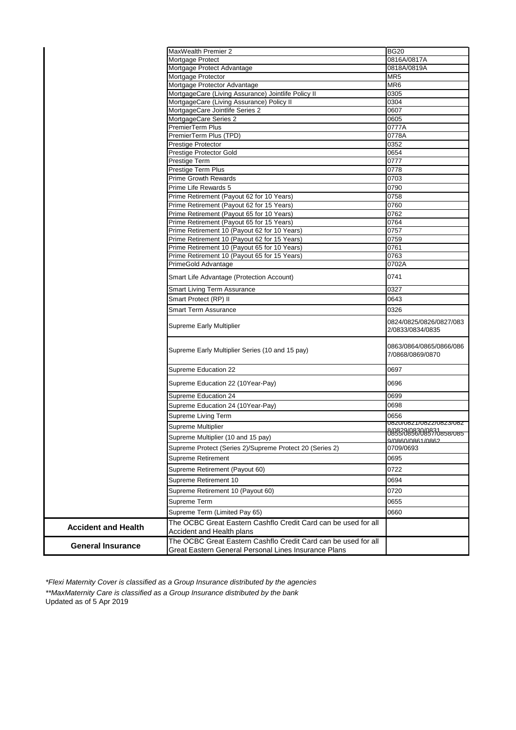| | | |
|---|---|---|
| | MaxWealth Premier 2 | BG20 |
| | Mortgage Protect | 0816A/0817A |
| | Mortgage Protect Advantage | 0818A/0819A |
| | Mortgage Protector | MR5 |
| | Mortgage Protector Advantage | MR6 |
| | MortgageCare (Living Assurance) Jointlife Policy II | 0305 |
| | MortgageCare (Living Assurance) Policy II | 0304 |
| | MortgageCare Jointlife Series 2 | 0607 |
| | MortgageCare Series 2 | 0605 |
| | PremierTerm Plus | 0777A |
| | PremierTerm Plus (TPD) | 0778A |
| | Prestige Protector | 0352 |
| | Prestige Protector Gold | 0654 |
| | Prestige Term | 0777 |
| | Prestige Term Plus | 0778 |
| | Prime Growth Rewards | 0703 |
| | Prime Life Rewards 5 | 0790 |
| | Prime Retirement (Payout 62 for 10 Years) | 0758 |
| | Prime Retirement (Payout 62 for 15 Years) | 0760 |
| | Prime Retirement (Payout 65 for 10 Years) | 0762 |
| | Prime Retirement (Payout 65 for 15 Years) | 0764 |
| | Prime Retirement 10 (Payout 62 for 10 Years) | 0757 |
| | Prime Retirement 10 (Payout 62 for 15 Years) | 0759 |
| | Prime Retirement 10 (Payout 65 for 10 Years) | 0761 |
| | Prime Retirement 10 (Payout 65 for 15 Years) | 0763 |
| | PrimeGold Advantage | 0702A |
| | Smart Life Advantage (Protection Account) | 0741 |
| | Smart Living Term Assurance | 0327 |
| | Smart Protect (RP) II | 0643 |
| | Smart Term Assurance | 0326 |
| | Supreme Early Multiplier | 0824/0825/0826/0827/0832/0833/0834/0835 |
| | Supreme Early Multiplier Series (10 and 15 pay) | 0863/0864/0865/0866/0867/0868/0869/0870 |
| | Supreme Education 22 | 0697 |
| | Supreme Education 22 (10Year-Pay) | 0696 |
| | Supreme Education 24 | 0699 |
| | Supreme Education 24 (10Year-Pay) | 0698 |
| | Supreme Living Term | 0656 |
| | Supreme Multiplier | 0820/0821/0822/0823/0828/0829/0830/0831 |
| | Supreme Multiplier (10 and 15 pay) | 0855/0856/0857/0858/0859/0860/0861/0862 |
| | Supreme Protect (Series 2)/Supreme Protect 20 (Series 2) | 0709/0693 |
| | Supreme Retirement | 0695 |
| | Supreme Retirement (Payout 60) | 0722 |
| | Supreme Retirement 10 | 0694 |
| | Supreme Retirement 10 (Payout 60) | 0720 |
| | Supreme Term | 0655 |
| | Supreme Term (Limited Pay 65) | 0660 |
| **Accident and Health** | The OCBC Great Eastern Cashflo Credit Card can be used for all Accident and Health plans | |
| **General Insurance** | The OCBC Great Eastern Cashflo Credit Card can be used for all Great Eastern General Personal Lines Insurance Plans | |

*Flexi Maternity Cover is classified as a Group Insurance distributed by the agencies

**MaxMaternity Care is classified as a Group Insurance distributed by the bank

Updated as of 5 Apr 2019